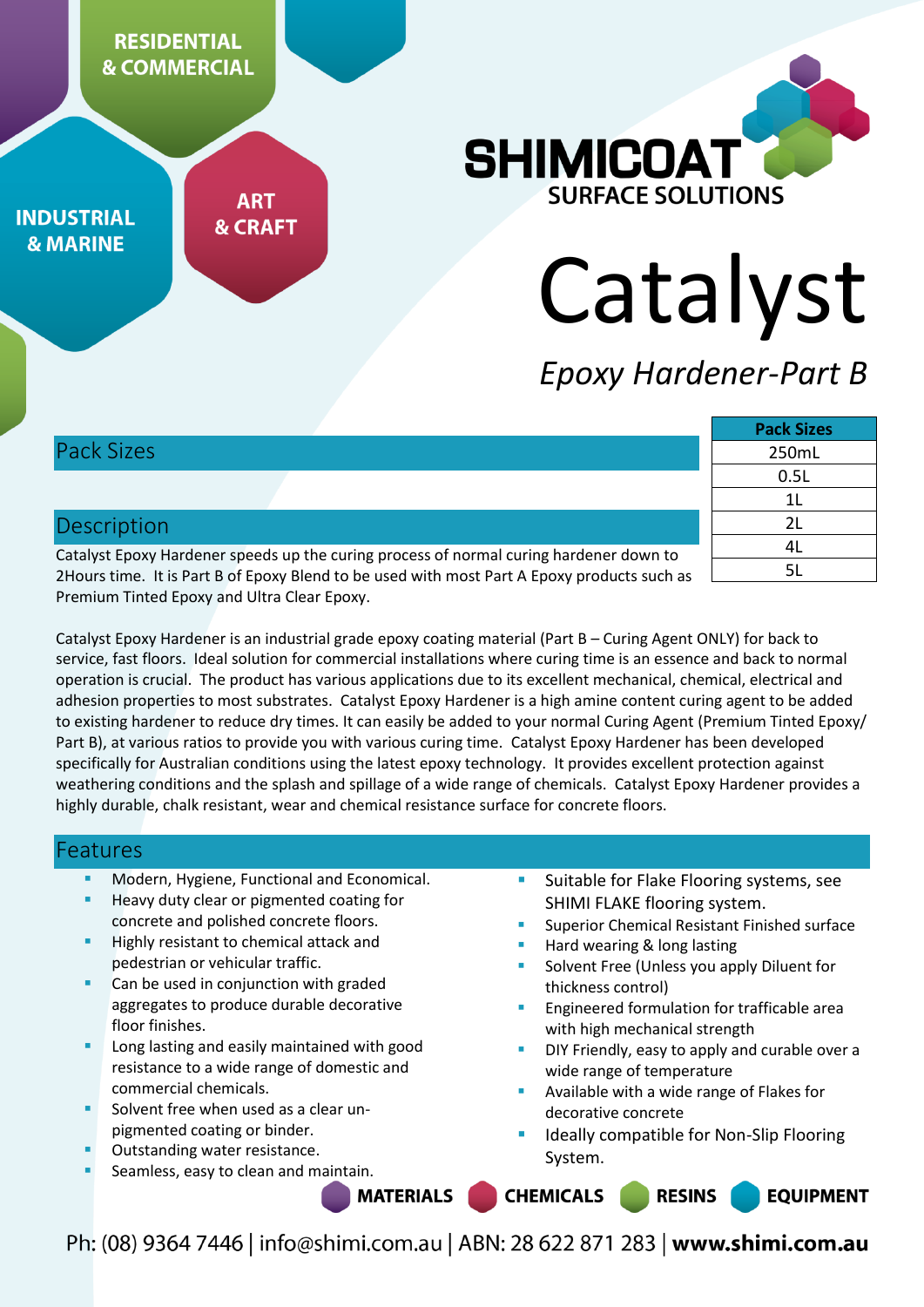RESIDENTIAL & COMMERCIAL

INDUSTRIAL & MARINE

ART & CRAFT

SHIMICOAT SURFACE SOLUTIONS

# Catalyst

*Epoxy Hardener-Part B*

## Pack Sizes

| Pack Sizes |
|---|
| 250mL |
| 0.5L |
| 1L |
| 2L |
| 4L |
| 5L |

## Description

Catalyst Epoxy Hardener speeds up the curing process of normal curing hardener down to 2Hours time. It is Part B of Epoxy Blend to be used with most Part A Epoxy products such as Premium Tinted Epoxy and Ultra Clear Epoxy.

Catalyst Epoxy Hardener is an industrial grade epoxy coating material (Part B – Curing Agent ONLY) for back to service, fast floors. Ideal solution for commercial installations where curing time is an essence and back to normal operation is crucial. The product has various applications due to its excellent mechanical, chemical, electrical and adhesion properties to most substrates. Catalyst Epoxy Hardener is a high amine content curing agent to be added to existing hardener to reduce dry times. It can easily be added to your normal Curing Agent (Premium Tinted Epoxy/ Part B), at various ratios to provide you with various curing time. Catalyst Epoxy Hardener has been developed specifically for Australian conditions using the latest epoxy technology. It provides excellent protection against weathering conditions and the splash and spillage of a wide range of chemicals. Catalyst Epoxy Hardener provides a highly durable, chalk resistant, wear and chemical resistance surface for concrete floors.

## Features

- Modern, Hygiene, Functional and Economical.
- Heavy duty clear or pigmented coating for concrete and polished concrete floors.
- Highly resistant to chemical attack and pedestrian or vehicular traffic.
- Can be used in conjunction with graded aggregates to produce durable decorative floor finishes.
- Long lasting and easily maintained with good resistance to a wide range of domestic and commercial chemicals.
- Solvent free when used as a clear un-pigmented coating or binder.
- Outstanding water resistance.
- Seamless, easy to clean and maintain.
- Suitable for Flake Flooring systems, see SHIMI FLAKE flooring system.
- Superior Chemical Resistant Finished surface
- Hard wearing & long lasting
- Solvent Free (Unless you apply Diluent for thickness control)
- Engineered formulation for trafficable area with high mechanical strength
- DIY Friendly, easy to apply and curable over a wide range of temperature
- Available with a wide range of Flakes for decorative concrete
- Ideally compatible for Non-Slip Flooring System.

MATERIALS CHEMICALS RESINS EQUIPMENT

Ph: (08) 9364 7446 | info@shimi.com.au | ABN: 28 622 871 283 | **www.shimi.com.au**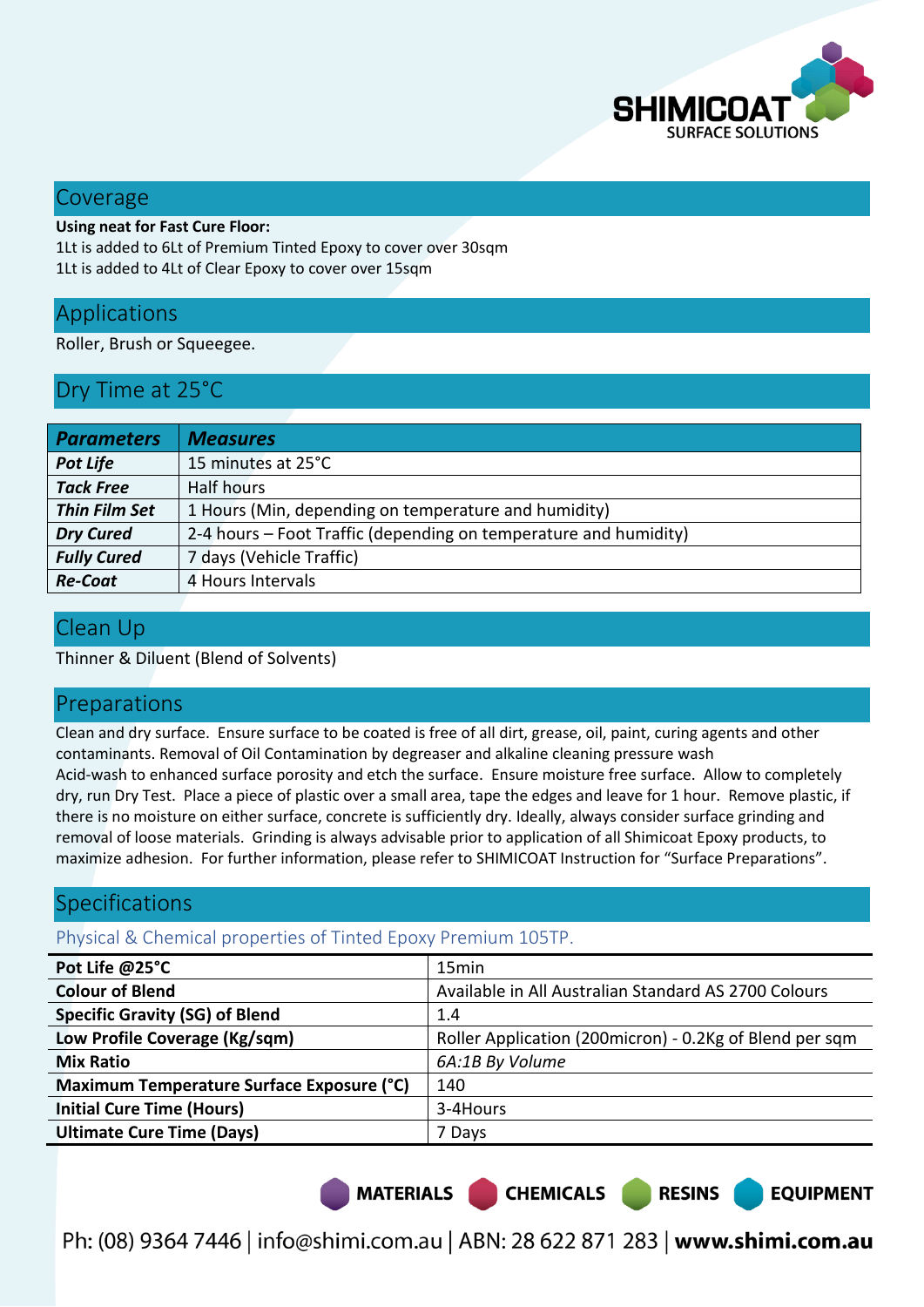## Coverage

**Using neat for Fast Cure Floor:**
1Lt is added to 6Lt of Premium Tinted Epoxy to cover over 30sqm
1Lt is added to 4Lt of Clear Epoxy to cover over 15sqm

## Applications

Roller, Brush or Squeegee.

## Dry Time at 25°C

| ***Parameters*** | ***Measures*** |
|---|---|
| ***Pot Life*** | 15 minutes at 25°C |
| ***Tack Free*** | Half hours |
| ***Thin Film Set*** | 1 Hours (Min, depending on temperature and humidity) |
| ***Dry Cured*** | 2-4 hours – Foot Traffic (depending on temperature and humidity) |
| ***Fully Cured*** | 7 days (Vehicle Traffic) |
| ***Re-Coat*** | 4 Hours Intervals |

## Clean Up

Thinner & Diluent (Blend of Solvents)

## Preparations

Clean and dry surface. Ensure surface to be coated is free of all dirt, grease, oil, paint, curing agents and other contaminants. Removal of Oil Contamination by degreaser and alkaline cleaning pressure wash
Acid-wash to enhanced surface porosity and etch the surface. Ensure moisture free surface. Allow to completely dry, run Dry Test. Place a piece of plastic over a small area, tape the edges and leave for 1 hour. Remove plastic, if there is no moisture on either surface, concrete is sufficiently dry. Ideally, always consider surface grinding and removal of loose materials. Grinding is always advisable prior to application of all Shimicoat Epoxy products, to maximize adhesion. For further information, please refer to SHIMICOAT Instruction for "Surface Preparations".

## Specifications

### Physical & Chemical properties of Tinted Epoxy Premium 105TP.

| **Pot Life @25°C** | 15min |
|---|---|
| **Colour of Blend** | Available in All Australian Standard AS 2700 Colours |
| **Specific Gravity (SG) of Blend** | 1.4 |
| **Low Profile Coverage (Kg/sqm)** | Roller Application (200micron) - 0.2Kg of Blend per sqm |
| **Mix Ratio** | *6A:1B By Volume* |
| **Maximum Temperature Surface Exposure (°C)** | 140 |
| **Initial Cure Time (Hours)** | 3-4Hours |
| **Ultimate Cure Time (Days)** | 7 Days |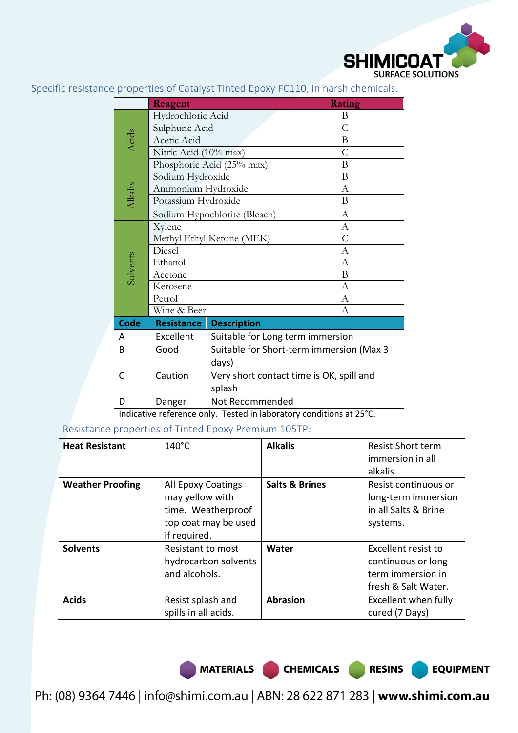Specific resistance properties of Catalyst Tinted Epoxy FC110, in harsh chemicals.

| | Reagent | Rating |
|---|---|---|
| Acids | Hydrochloric Acid | B |
| | Sulphuric Acid | C |
| | Acetic Acid | B |
| | Nitric Acid (10% max) | C |
| | Phosphoric Acid (25% max) | B |
| Alkalis | Sodium Hydroxide | B |
| | Ammonium Hydroxide | A |
| | Potassium Hydroxide | B |
| | Sodium Hypochlorite (Bleach) | A |
| Solvents | Xylene | A |
| | Methyl Ethyl Ketone (MEK) | C |
| | Diesel | A |
| | Ethanol | A |
| | Acetone | B |
| | Kerosene | A |
| | Petrol | A |
| | Wine & Beer | A |

| Code | Resistance | Description |
|---|---|---|
| A | Excellent | Suitable for Long term immersion |
| B | Good | Suitable for Short-term immersion (Max 3 days) |
| C | Caution | Very short contact time is OK, spill and splash |
| D | Danger | Not Recommended |

Indicative reference only. Tested in laboratory conditions at 25°C.

Resistance properties of Tinted Epoxy Premium 105TP:

| | | | |
|---|---|---|---|
| **Heat Resistant** | 140°C | **Alkalis** | Resist Short term immersion in all alkalis. |
| **Weather Proofing** | All Epoxy Coatings may yellow with time. Weatherproof top coat may be used if required. | **Salts & Brines** | Resist continuous or long-term immersion in all Salts & Brine systems. |
| **Solvents** | Resistant to most hydrocarbon solvents and alcohols. | **Water** | Excellent resist to continuous or long term immersion in fresh & Salt Water. |
| **Acids** | Resist splash and spills in all acids. | **Abrasion** | Excellent when fully cured (7 Days) |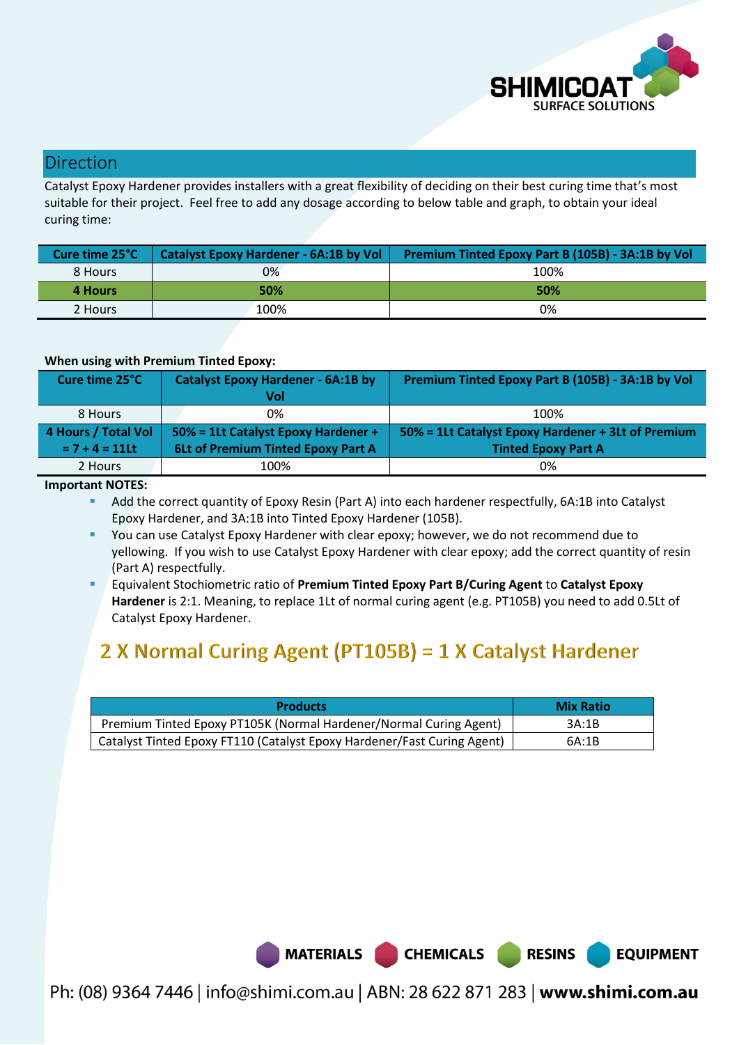## Direction

Catalyst Epoxy Hardener provides installers with a great flexibility of deciding on their best curing time that's most suitable for their project. Feel free to add any dosage according to below table and graph, to obtain your ideal curing time:

| Cure time 25°C | Catalyst Epoxy Hardener - 6A:1B by Vol | Premium Tinted Epoxy Part B (105B) - 3A:1B by Vol |
|---|---|---|
| 8 Hours | 0% | 100% |
| **4 Hours** | **50%** | **50%** |
| 2 Hours | 100% | 0% |

**When using with Premium Tinted Epoxy:**

| Cure time 25°C | Catalyst Epoxy Hardener - 6A:1B by Vol | Premium Tinted Epoxy Part B (105B) - 3A:1B by Vol |
|---|---|---|
| 8 Hours | 0% | 100% |
| **4 Hours / Total Vol = 7 + 4 = 11Lt** | **50% = 1Lt Catalyst Epoxy Hardener + 6Lt of Premium Tinted Epoxy Part A** | **50% = 1Lt Catalyst Epoxy Hardener + 3Lt of Premium Tinted Epoxy Part A** |
| 2 Hours | 100% | 0% |

**Important NOTES:**

- Add the correct quantity of Epoxy Resin (Part A) into each hardener respectfully, 6A:1B into Catalyst Epoxy Hardener, and 3A:1B into Tinted Epoxy Hardener (105B).
- You can use Catalyst Epoxy Hardener with clear epoxy; however, we do not recommend due to yellowing. If you wish to use Catalyst Epoxy Hardener with clear epoxy; add the correct quantity of resin (Part A) respectfully.
- Equivalent Stochiometric ratio of **Premium Tinted Epoxy Part B/Curing Agent** to **Catalyst Epoxy Hardener** is 2:1. Meaning, to replace 1Lt of normal curing agent (e.g. PT105B) you need to add 0.5Lt of Catalyst Epoxy Hardener.

## 2 X Normal Curing Agent (PT105B) = 1 X Catalyst Hardener

| Products | Mix Ratio |
|---|---|
| Premium Tinted Epoxy PT105K (Normal Hardener/Normal Curing Agent) | 3A:1B |
| Catalyst Tinted Epoxy FT110 (Catalyst Epoxy Hardener/Fast Curing Agent) | 6A:1B |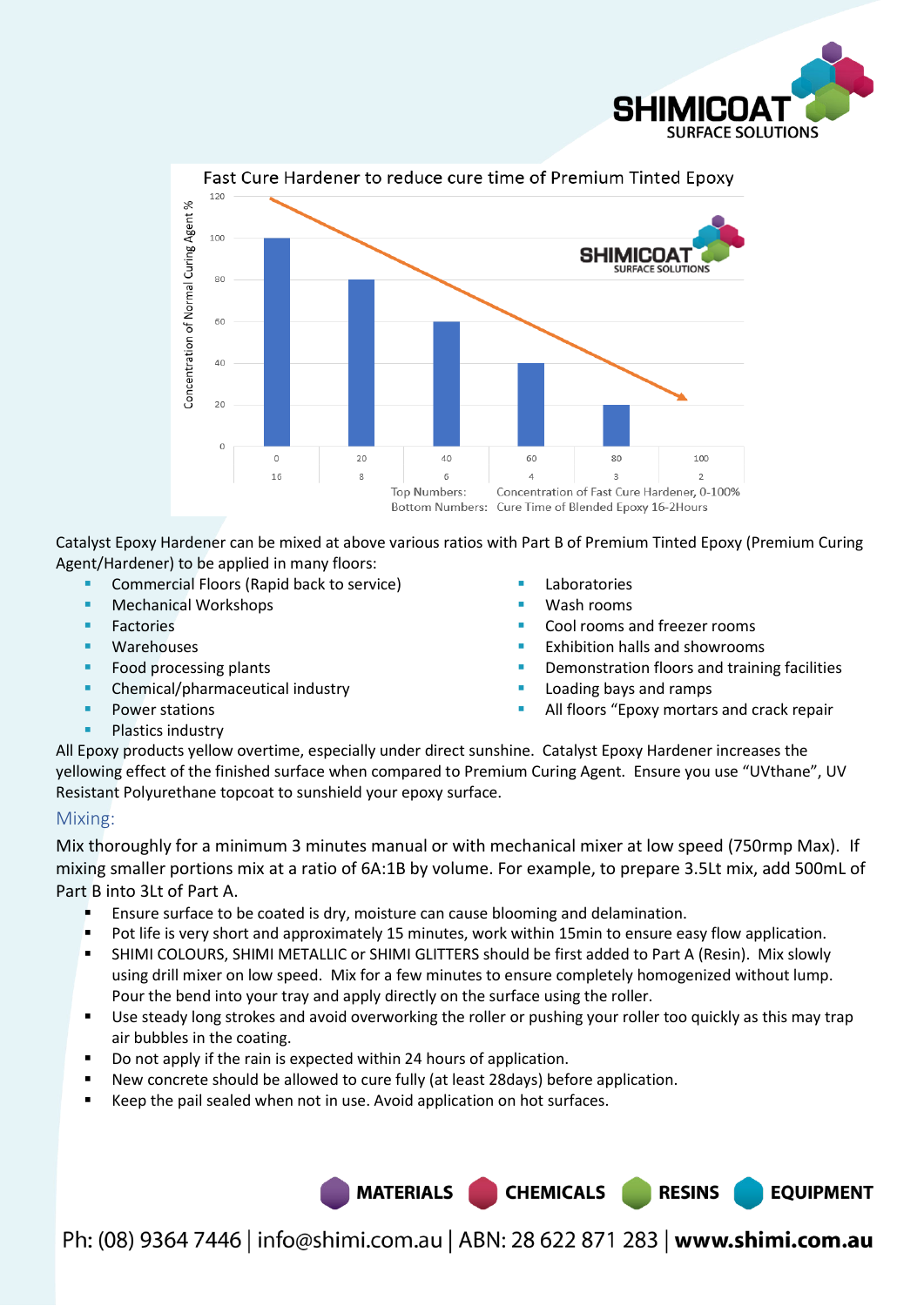Fast Cure Hardener to reduce cure time of Premium Tinted Epoxy

| Concentration of Fast Cure Hardener, 0-100% (Top Numbers) | 0 | 20 | 40 | 60 | 80 | 100 |
|---|---|---|---|---|---|---|
| Cure Time of Blended Epoxy 16-2Hours (Bottom Numbers) | 16 | 8 | 6 | 4 | 3 | 2 |
| Concentration of Normal Curing Agent % | 100 | 80 | 60 | 40 | 20 | |

Top Numbers: Concentration of Fast Cure Hardener, 0-100%
Bottom Numbers: Cure Time of Blended Epoxy 16-2Hours

Catalyst Epoxy Hardener can be mixed at above various ratios with Part B of Premium Tinted Epoxy (Premium Curing Agent/Hardener) to be applied in many floors:

- Commercial Floors (Rapid back to service)
- Mechanical Workshops
- Factories
- Warehouses
- Food processing plants
- Chemical/pharmaceutical industry
- Power stations
- Plastics industry
- Laboratories
- Wash rooms
- Cool rooms and freezer rooms
- Exhibition halls and showrooms
- Demonstration floors and training facilities
- Loading bays and ramps
- All floors "Epoxy mortars and crack repair

All Epoxy products yellow overtime, especially under direct sunshine. Catalyst Epoxy Hardener increases the yellowing effect of the finished surface when compared to Premium Curing Agent. Ensure you use "UVthane", UV Resistant Polyurethane topcoat to sunshield your epoxy surface.

## Mixing:

Mix thoroughly for a minimum 3 minutes manual or with mechanical mixer at low speed (750rmp Max). If mixing smaller portions mix at a ratio of 6A:1B by volume. For example, to prepare 3.5Lt mix, add 500mL of Part B into 3Lt of Part A.

- Ensure surface to be coated is dry, moisture can cause blooming and delamination.
- Pot life is very short and approximately 15 minutes, work within 15min to ensure easy flow application.
- SHIMI COLOURS, SHIMI METALLIC or SHIMI GLITTERS should be first added to Part A (Resin). Mix slowly using drill mixer on low speed. Mix for a few minutes to ensure completely homogenized without lump. Pour the bend into your tray and apply directly on the surface using the roller.
- Use steady long strokes and avoid overworking the roller or pushing your roller too quickly as this may trap air bubbles in the coating.
- Do not apply if the rain is expected within 24 hours of application.
- New concrete should be allowed to cure fully (at least 28days) before application.
- Keep the pail sealed when not in use. Avoid application on hot surfaces.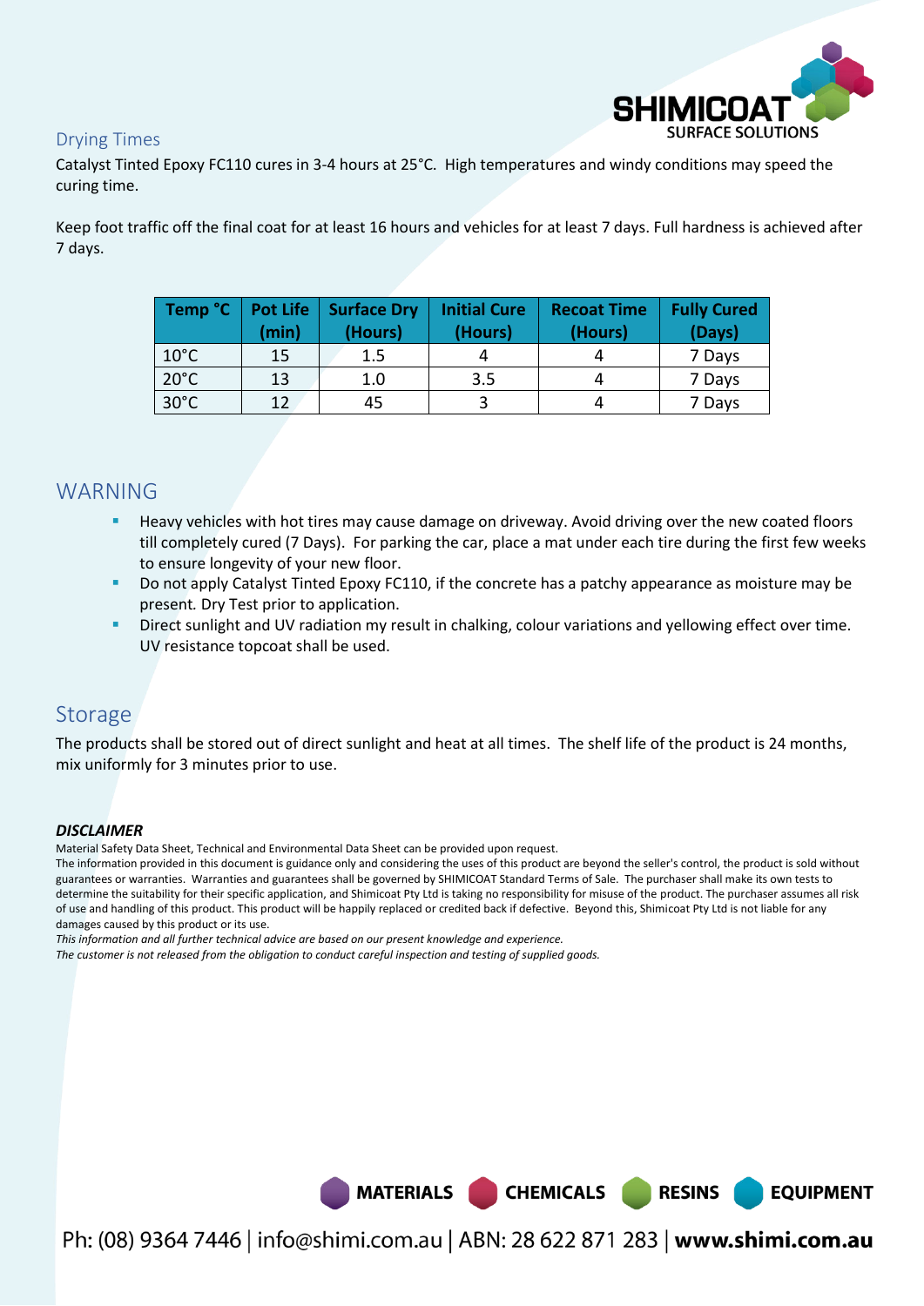## Drying Times

Catalyst Tinted Epoxy FC110 cures in 3-4 hours at 25°C. High temperatures and windy conditions may speed the curing time.

Keep foot traffic off the final coat for at least 16 hours and vehicles for at least 7 days. Full hardness is achieved after 7 days.

| Temp °C | Pot Life (min) | Surface Dry (Hours) | Initial Cure (Hours) | Recoat Time (Hours) | Fully Cured (Days) |
|---|---|---|---|---|---|
| 10°C | 15 | 1.5 | 4 | 4 | 7 Days |
| 20°C | 13 | 1.0 | 3.5 | 4 | 7 Days |
| 30°C | 12 | 45 | 3 | 4 | 7 Days |

## WARNING

- Heavy vehicles with hot tires may cause damage on driveway. Avoid driving over the new coated floors till completely cured (7 Days). For parking the car, place a mat under each tire during the first few weeks to ensure longevity of your new floor.
- Do not apply Catalyst Tinted Epoxy FC110, if the concrete has a patchy appearance as moisture may be present. Dry Test prior to application.
- Direct sunlight and UV radiation my result in chalking, colour variations and yellowing effect over time. UV resistance topcoat shall be used.

## Storage

The products shall be stored out of direct sunlight and heat at all times. The shelf life of the product is 24 months, mix uniformly for 3 minutes prior to use.

### *DISCLAIMER*

Material Safety Data Sheet, Technical and Environmental Data Sheet can be provided upon request.
The information provided in this document is guidance only and considering the uses of this product are beyond the seller's control, the product is sold without guarantees or warranties. Warranties and guarantees shall be governed by SHIMICOAT Standard Terms of Sale. The purchaser shall make its own tests to determine the suitability for their specific application, and Shimicoat Pty Ltd is taking no responsibility for misuse of the product. The purchaser assumes all risk of use and handling of this product. This product will be happily replaced or credited back if defective. Beyond this, Shimicoat Pty Ltd is not liable for any damages caused by this product or its use.
*This information and all further technical advice are based on our present knowledge and experience.*
*The customer is not released from the obligation to conduct careful inspection and testing of supplied goods.*